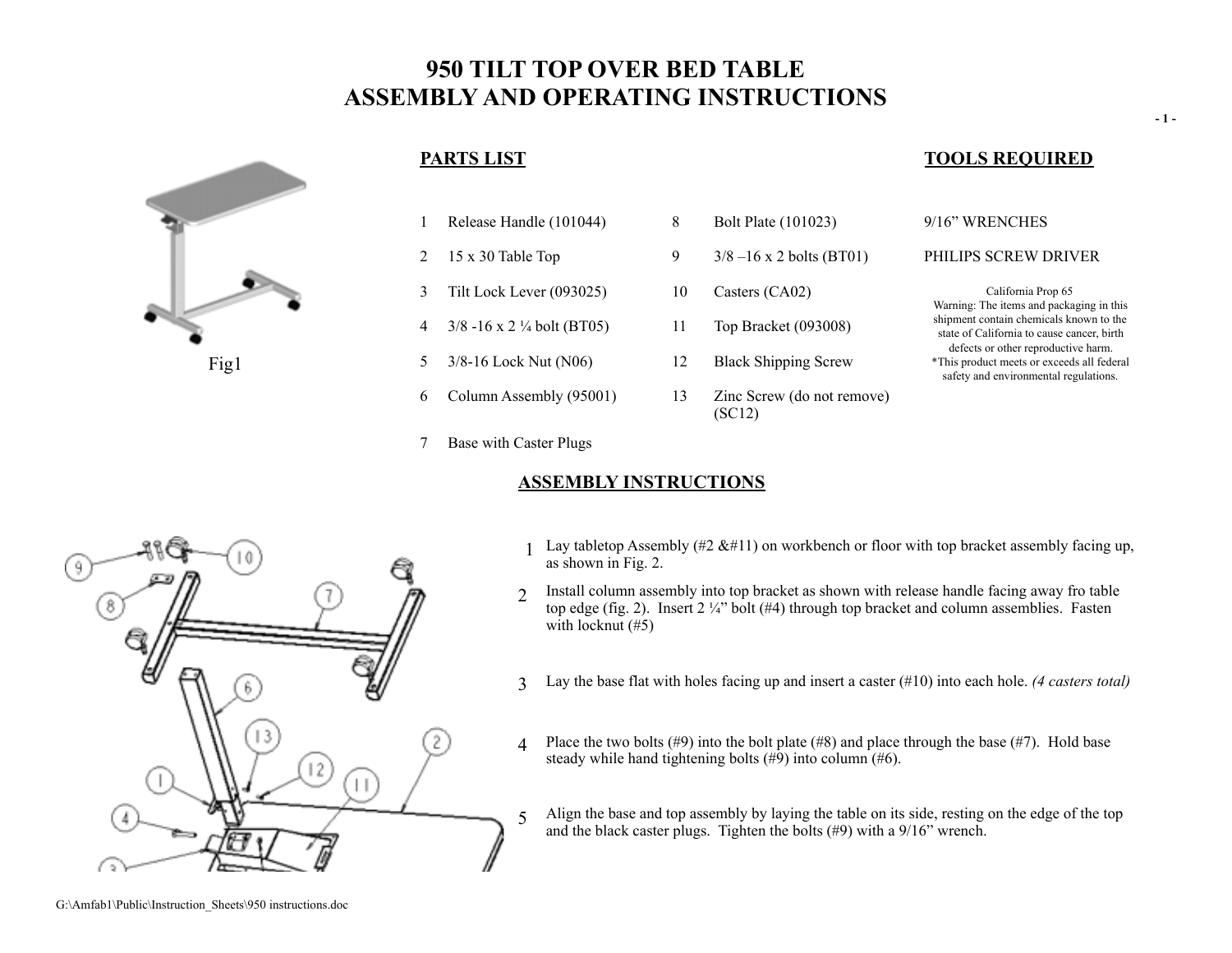# 950 TILT TOP OVER BED TABLE
# ASSEMBLY AND OPERATING INSTRUCTIONS

Fig1

## PARTS LIST

| | | | |
|---|---|---|---|
| 1 | Release Handle (101044) | 8 | Bolt Plate (101023) |
| 2 | 15 x 30 Table Top | 9 | 3/8 –16 x 2 bolts (BT01) |
| 3 | Tilt Lock Lever (093025) | 10 | Casters (CA02) |
| 4 | 3/8 -16 x 2 ¼ bolt (BT05) | 11 | Top Bracket (093008) |
| 5 | 3/8-16 Lock Nut (N06) | 12 | Black Shipping Screw |
| 6 | Column Assembly (95001) | 13 | Zinc Screw (do not remove) (SC12) |
| 7 | Base with Caster Plugs | | |

## TOOLS REQUIRED

9/16" WRENCHES

PHILIPS SCREW DRIVER

California Prop 65
Warning: The items and packaging in this shipment contain chemicals known to the state of California to cause cancer, birth defects or other reproductive harm.
*This product meets or exceeds all federal safety and environmental regulations.

## ASSEMBLY INSTRUCTIONS

1. Lay tabletop Assembly (#2 &#11) on workbench or floor with top bracket assembly facing up, as shown in Fig. 2.
2. Install column assembly into top bracket as shown with release handle facing away fro table top edge (fig. 2). Insert 2 ¼" bolt (#4) through top bracket and column assemblies. Fasten with locknut (#5)
3. Lay the base flat with holes facing up and insert a caster (#10) into each hole. *(4 casters total)*
4. Place the two bolts (#9) into the bolt plate (#8) and place through the base (#7). Hold base steady while hand tightening bolts (#9) into column (#6).
5. Align the base and top assembly by laying the table on its side, resting on the edge of the top and the black caster plugs. Tighten the bolts (#9) with a 9/16" wrench.

G:\Amfab1\Public\Instruction_Sheets\950 instructions.doc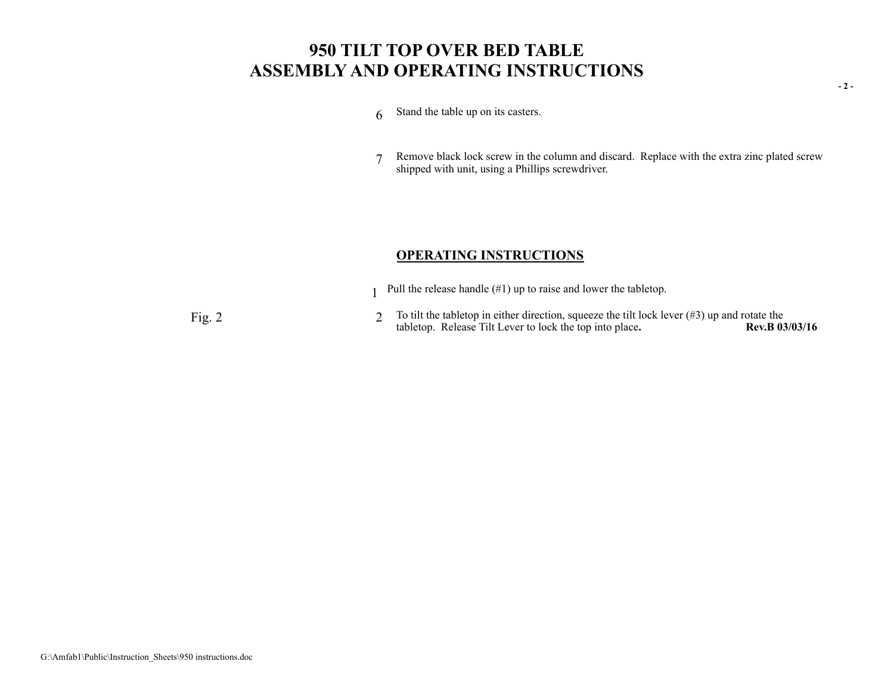# 950 TILT TOP OVER BED TABLE
# ASSEMBLY AND OPERATING INSTRUCTIONS

6. Stand the table up on its casters.

7. Remove black lock screw in the column and discard. Replace with the extra zinc plated screw shipped with unit, using a Phillips screwdriver.

## OPERATING INSTRUCTIONS

1. Pull the release handle (#1) up to raise and lower the tabletop.

Fig. 2

2. To tilt the tabletop in either direction, squeeze the tilt lock lever (#3) up and rotate the tabletop. Release Tilt Lever to lock the top into place**.**

**Rev.B 03/03/16**

G:\Amfab1\Public\Instruction_Sheets\950 instructions.doc